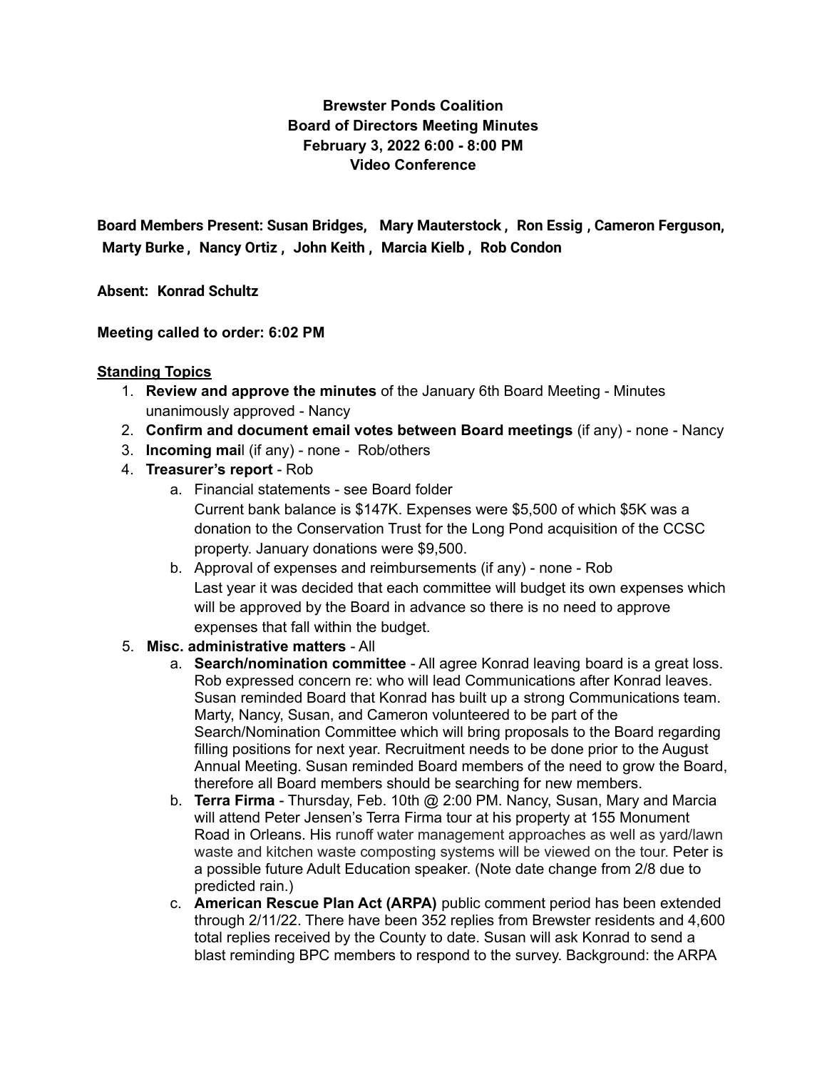**Brewster Ponds Coalition**
**Board of Directors Meeting Minutes**
**February 3, 2022 6:00 - 8:00 PM**
**Video Conference**

**Board Members Present: Susan Bridges, Mary Mauterstock , Ron Essig , Cameron Ferguson, Marty Burke , Nancy Ortiz , John Keith , Marcia Kielb , Rob Condon**

**Absent: Konrad Schultz**

**Meeting called to order: 6:02 PM**

**Standing Topics**

1. **Review and approve the minutes** of the January 6th Board Meeting - Minutes unanimously approved - Nancy
2. **Confirm and document email votes between Board meetings** (if any) - none - Nancy
3. **Incoming mail** (if any) - none - Rob/others
4. **Treasurer's report** - Rob
   a. Financial statements - see Board folder
      Current bank balance is $147K. Expenses were $5,500 of which $5K was a donation to the Conservation Trust for the Long Pond acquisition of the CCSC property. January donations were $9,500.
   b. Approval of expenses and reimbursements (if any) - none - Rob
      Last year it was decided that each committee will budget its own expenses which will be approved by the Board in advance so there is no need to approve expenses that fall within the budget.
5. **Misc. administrative matters** - All
   a. **Search/nomination committee** - All agree Konrad leaving board is a great loss. Rob expressed concern re: who will lead Communications after Konrad leaves. Susan reminded Board that Konrad has built up a strong Communications team. Marty, Nancy, Susan, and Cameron volunteered to be part of the Search/Nomination Committee which will bring proposals to the Board regarding filling positions for next year. Recruitment needs to be done prior to the August Annual Meeting. Susan reminded Board members of the need to grow the Board, therefore all Board members should be searching for new members.
   b. **Terra Firma** - Thursday, Feb. 10th @ 2:00 PM. Nancy, Susan, Mary and Marcia will attend Peter Jensen's Terra Firma tour at his property at 155 Monument Road in Orleans. His runoff water management approaches as well as yard/lawn waste and kitchen waste composting systems will be viewed on the tour. Peter is a possible future Adult Education speaker. (Note date change from 2/8 due to predicted rain.)
   c. **American Rescue Plan Act (ARPA)** public comment period has been extended through 2/11/22. There have been 352 replies from Brewster residents and 4,600 total replies received by the County to date. Susan will ask Konrad to send a blast reminding BPC members to respond to the survey. Background: the ARPA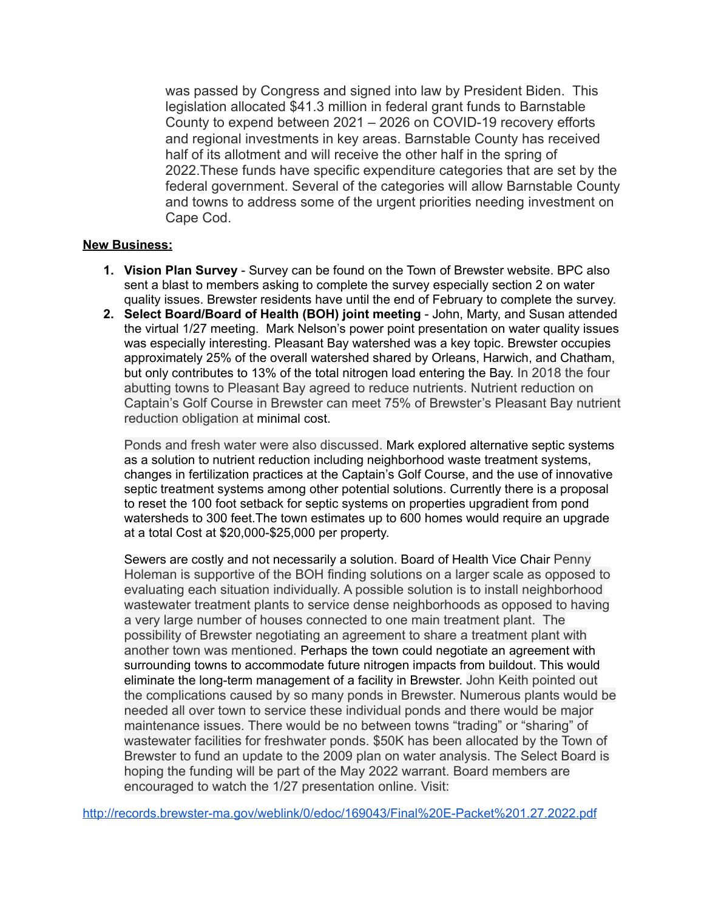was passed by Congress and signed into law by President Biden. This legislation allocated $41.3 million in federal grant funds to Barnstable County to expend between 2021 – 2026 on COVID-19 recovery efforts and regional investments in key areas. Barnstable County has received half of its allotment and will receive the other half in the spring of 2022.These funds have specific expenditure categories that are set by the federal government. Several of the categories will allow Barnstable County and towns to address some of the urgent priorities needing investment on Cape Cod.

**New Business:**

1. **Vision Plan Survey** - Survey can be found on the Town of Brewster website. BPC also sent a blast to members asking to complete the survey especially section 2 on water quality issues. Brewster residents have until the end of February to complete the survey.
2. **Select Board/Board of Health (BOH) joint meeting** - John, Marty, and Susan attended the virtual 1/27 meeting. Mark Nelson's power point presentation on water quality issues was especially interesting. Pleasant Bay watershed was a key topic. Brewster occupies approximately 25% of the overall watershed shared by Orleans, Harwich, and Chatham, but only contributes to 13% of the total nitrogen load entering the Bay. In 2018 the four abutting towns to Pleasant Bay agreed to reduce nutrients. Nutrient reduction on Captain's Golf Course in Brewster can meet 75% of Brewster's Pleasant Bay nutrient reduction obligation at minimal cost.

   Ponds and fresh water were also discussed. Mark explored alternative septic systems as a solution to nutrient reduction including neighborhood waste treatment systems, changes in fertilization practices at the Captain's Golf Course, and the use of innovative septic treatment systems among other potential solutions. Currently there is a proposal to reset the 100 foot setback for septic systems on properties upgradient from pond watersheds to 300 feet.The town estimates up to 600 homes would require an upgrade at a total Cost at $20,000-$25,000 per property.

   Sewers are costly and not necessarily a solution. Board of Health Vice Chair Penny Holeman is supportive of the BOH finding solutions on a larger scale as opposed to evaluating each situation individually. A possible solution is to install neighborhood wastewater treatment plants to service dense neighborhoods as opposed to having a very large number of houses connected to one main treatment plant. The possibility of Brewster negotiating an agreement to share a treatment plant with another town was mentioned. Perhaps the town could negotiate an agreement with surrounding towns to accommodate future nitrogen impacts from buildout. This would eliminate the long-term management of a facility in Brewster. John Keith pointed out the complications caused by so many ponds in Brewster. Numerous plants would be needed all over town to service these individual ponds and there would be major maintenance issues. There would be no between towns "trading" or "sharing" of wastewater facilities for freshwater ponds. $50K has been allocated by the Town of Brewster to fund an update to the 2009 plan on water analysis. The Select Board is hoping the funding will be part of the May 2022 warrant. Board members are encouraged to watch the 1/27 presentation online. Visit:

http://records.brewster-ma.gov/weblink/0/edoc/169043/Final%20E-Packet%201.27.2022.pdf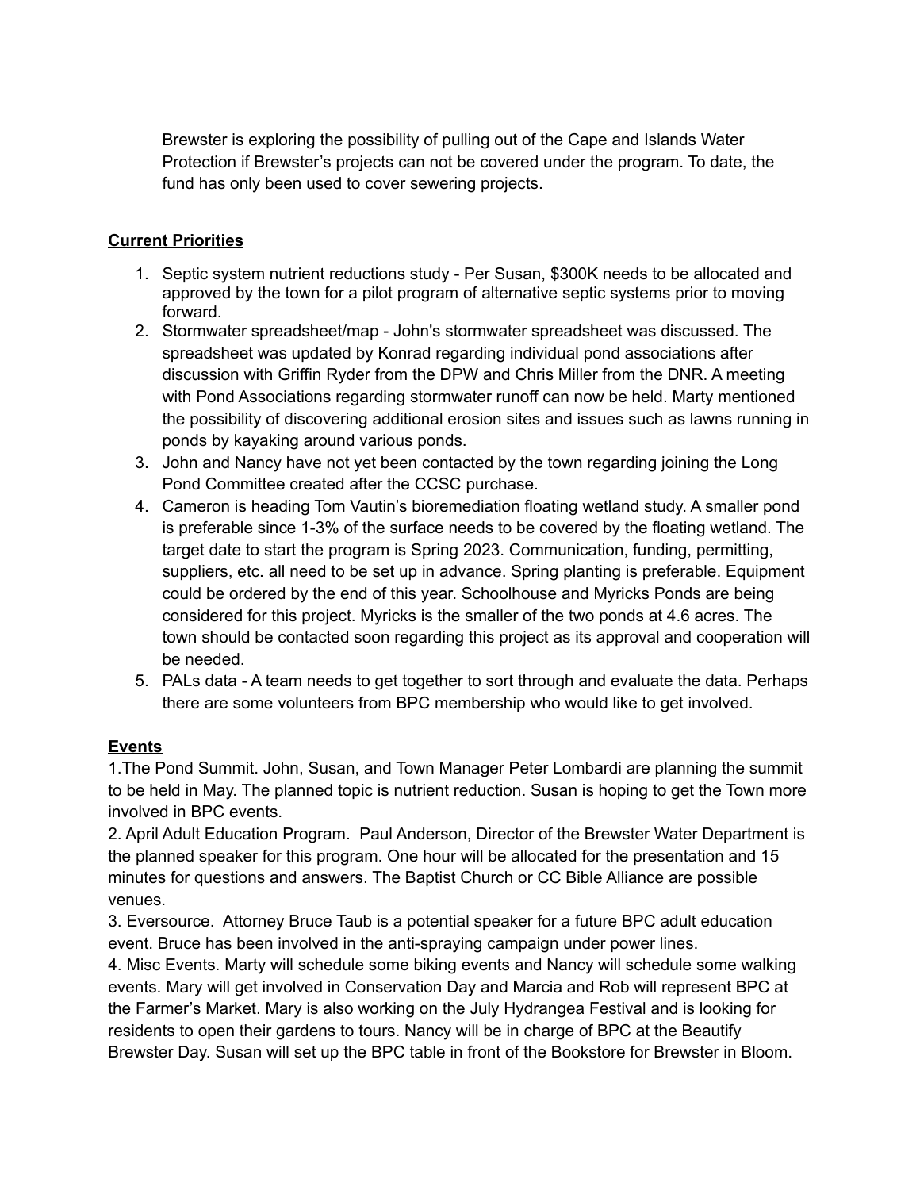Brewster is exploring the possibility of pulling out of the Cape and Islands Water Protection if Brewster's projects can not be covered under the program. To date, the fund has only been used to cover sewering projects.

**Current Priorities**

1. Septic system nutrient reductions study - Per Susan, $300K needs to be allocated and approved by the town for a pilot program of alternative septic systems prior to moving forward.
2. Stormwater spreadsheet/map - John's stormwater spreadsheet was discussed. The spreadsheet was updated by Konrad regarding individual pond associations after discussion with Griffin Ryder from the DPW and Chris Miller from the DNR. A meeting with Pond Associations regarding stormwater runoff can now be held. Marty mentioned the possibility of discovering additional erosion sites and issues such as lawns running in ponds by kayaking around various ponds.
3. John and Nancy have not yet been contacted by the town regarding joining the Long Pond Committee created after the CCSC purchase.
4. Cameron is heading Tom Vautin's bioremediation floating wetland study. A smaller pond is preferable since 1-3% of the surface needs to be covered by the floating wetland. The target date to start the program is Spring 2023. Communication, funding, permitting, suppliers, etc. all need to be set up in advance. Spring planting is preferable. Equipment could be ordered by the end of this year. Schoolhouse and Myricks Ponds are being considered for this project. Myricks is the smaller of the two ponds at 4.6 acres. The town should be contacted soon regarding this project as its approval and cooperation will be needed.
5. PALs data - A team needs to get together to sort through and evaluate the data. Perhaps there are some volunteers from BPC membership who would like to get involved.

**Events**

1.The Pond Summit. John, Susan, and Town Manager Peter Lombardi are planning the summit to be held in May. The planned topic is nutrient reduction. Susan is hoping to get the Town more involved in BPC events.
2. April Adult Education Program. Paul Anderson, Director of the Brewster Water Department is the planned speaker for this program. One hour will be allocated for the presentation and 15 minutes for questions and answers. The Baptist Church or CC Bible Alliance are possible venues.
3. Eversource. Attorney Bruce Taub is a potential speaker for a future BPC adult education event. Bruce has been involved in the anti-spraying campaign under power lines.
4. Misc Events. Marty will schedule some biking events and Nancy will schedule some walking events. Mary will get involved in Conservation Day and Marcia and Rob will represent BPC at the Farmer's Market. Mary is also working on the July Hydrangea Festival and is looking for residents to open their gardens to tours. Nancy will be in charge of BPC at the Beautify Brewster Day. Susan will set up the BPC table in front of the Bookstore for Brewster in Bloom.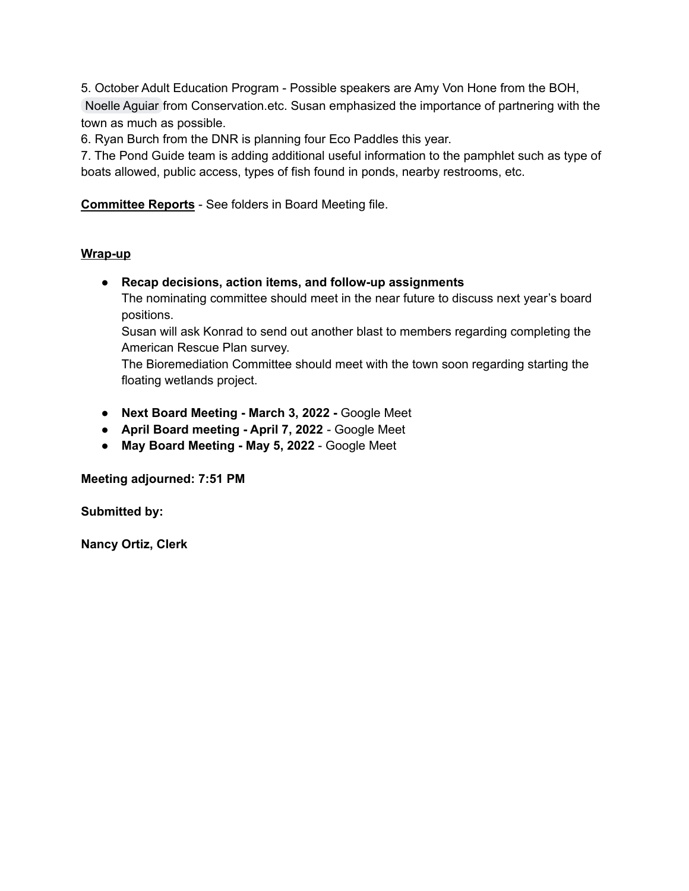5. October Adult Education Program - Possible speakers are Amy Von Hone from the BOH, Noelle Aguiar from Conservation.etc. Susan emphasized the importance of partnering with the town as much as possible.
6. Ryan Burch from the DNR is planning four Eco Paddles this year.
7. The Pond Guide team is adding additional useful information to the pamphlet such as type of boats allowed, public access, types of fish found in ponds, nearby restrooms, etc.

**Committee Reports** - See folders in Board Meeting file.

**Wrap-up**

- **Recap decisions, action items, and follow-up assignments**
  The nominating committee should meet in the near future to discuss next year's board positions.
  Susan will ask Konrad to send out another blast to members regarding completing the American Rescue Plan survey.
  The Bioremediation Committee should meet with the town soon regarding starting the floating wetlands project.

- **Next Board Meeting - March 3, 2022 -** Google Meet
- **April Board meeting - April 7, 2022** - Google Meet
- **May Board Meeting - May 5, 2022** - Google Meet

**Meeting adjourned: 7:51 PM**

**Submitted by:**

**Nancy Ortiz, Clerk**